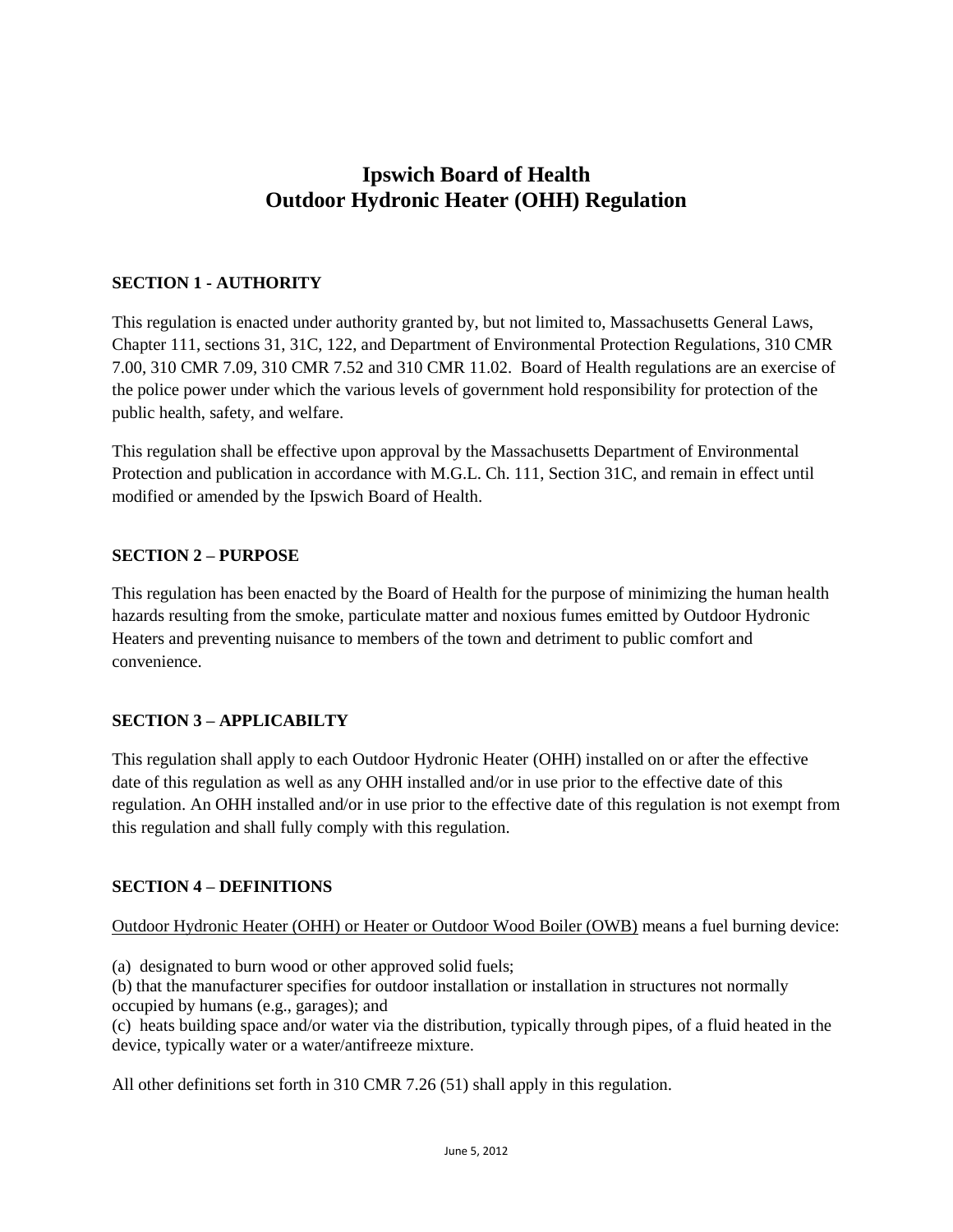# Ipswich Board of Health
# Outdoor Hydronic Heater (OHH) Regulation

## SECTION 1 - AUTHORITY

This regulation is enacted under authority granted by, but not limited to, Massachusetts General Laws, Chapter 111, sections 31, 31C, 122, and Department of Environmental Protection Regulations, 310 CMR 7.00, 310 CMR 7.09, 310 CMR 7.52 and 310 CMR 11.02. Board of Health regulations are an exercise of the police power under which the various levels of government hold responsibility for protection of the public health, safety, and welfare.

This regulation shall be effective upon approval by the Massachusetts Department of Environmental Protection and publication in accordance with M.G.L. Ch. 111, Section 31C, and remain in effect until modified or amended by the Ipswich Board of Health.

## SECTION 2 – PURPOSE

This regulation has been enacted by the Board of Health for the purpose of minimizing the human health hazards resulting from the smoke, particulate matter and noxious fumes emitted by Outdoor Hydronic Heaters and preventing nuisance to members of the town and detriment to public comfort and convenience.

## SECTION 3 – APPLICABILTY

This regulation shall apply to each Outdoor Hydronic Heater (OHH) installed on or after the effective date of this regulation as well as any OHH installed and/or in use prior to the effective date of this regulation. An OHH installed and/or in use prior to the effective date of this regulation is not exempt from this regulation and shall fully comply with this regulation.

## SECTION 4 – DEFINITIONS

Outdoor Hydronic Heater (OHH) or Heater or Outdoor Wood Boiler (OWB) means a fuel burning device:

(a) designated to burn wood or other approved solid fuels;
(b) that the manufacturer specifies for outdoor installation or installation in structures not normally occupied by humans (e.g., garages); and
(c) heats building space and/or water via the distribution, typically through pipes, of a fluid heated in the device, typically water or a water/antifreeze mixture.

All other definitions set forth in 310 CMR 7.26 (51) shall apply in this regulation.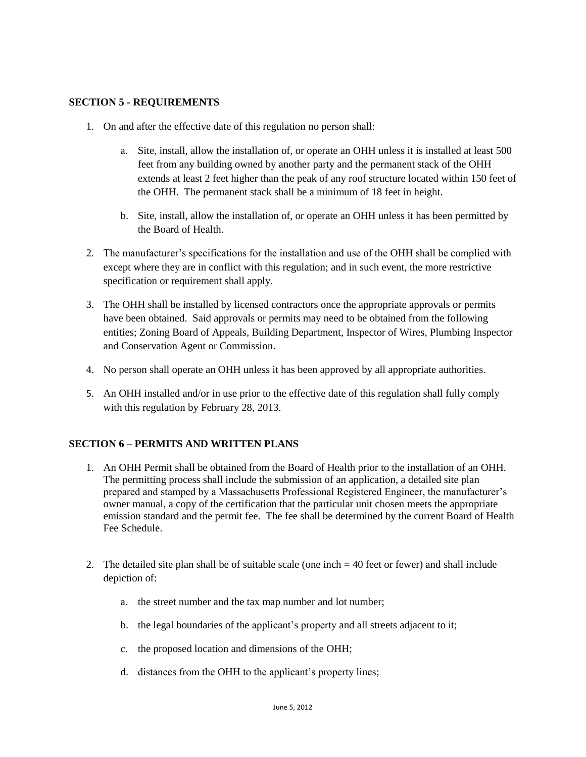## SECTION 5 - REQUIREMENTS

1. On and after the effective date of this regulation no person shall:

    a. Site, install, allow the installation of, or operate an OHH unless it is installed at least 500 feet from any building owned by another party and the permanent stack of the OHH extends at least 2 feet higher than the peak of any roof structure located within 150 feet of the OHH. The permanent stack shall be a minimum of 18 feet in height.

    b. Site, install, allow the installation of, or operate an OHH unless it has been permitted by the Board of Health.

2. The manufacturer's specifications for the installation and use of the OHH shall be complied with except where they are in conflict with this regulation; and in such event, the more restrictive specification or requirement shall apply.

3. The OHH shall be installed by licensed contractors once the appropriate approvals or permits have been obtained. Said approvals or permits may need to be obtained from the following entities; Zoning Board of Appeals, Building Department, Inspector of Wires, Plumbing Inspector and Conservation Agent or Commission.

4. No person shall operate an OHH unless it has been approved by all appropriate authorities.

5. An OHH installed and/or in use prior to the effective date of this regulation shall fully comply with this regulation by February 28, 2013.

## SECTION 6 – PERMITS AND WRITTEN PLANS

1. An OHH Permit shall be obtained from the Board of Health prior to the installation of an OHH. The permitting process shall include the submission of an application, a detailed site plan prepared and stamped by a Massachusetts Professional Registered Engineer, the manufacturer's owner manual, a copy of the certification that the particular unit chosen meets the appropriate emission standard and the permit fee. The fee shall be determined by the current Board of Health Fee Schedule.

2. The detailed site plan shall be of suitable scale (one inch = 40 feet or fewer) and shall include depiction of:

    a. the street number and the tax map number and lot number;

    b. the legal boundaries of the applicant's property and all streets adjacent to it;

    c. the proposed location and dimensions of the OHH;

    d. distances from the OHH to the applicant's property lines;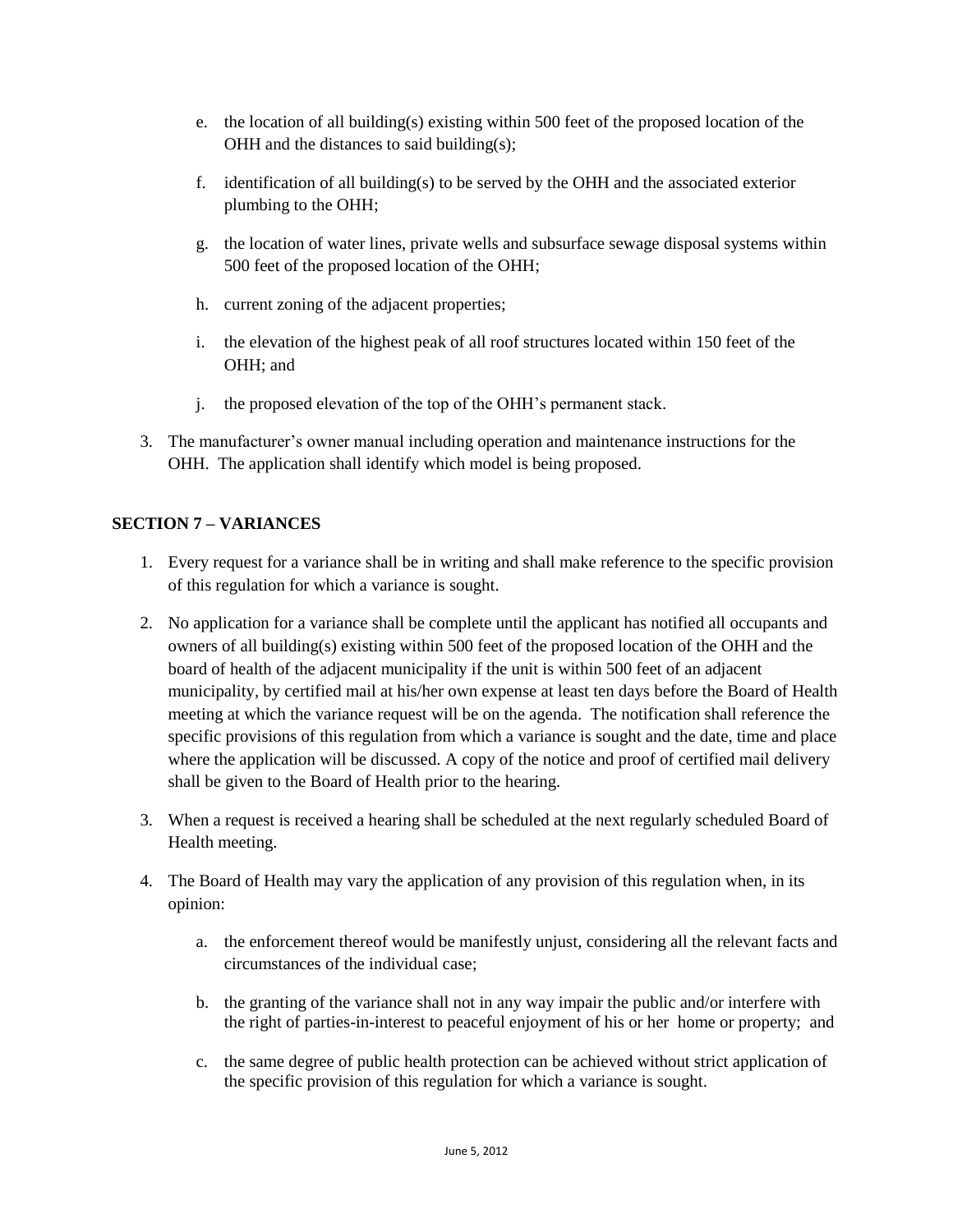e. the location of all building(s) existing within 500 feet of the proposed location of the OHH and the distances to said building(s);

f. identification of all building(s) to be served by the OHH and the associated exterior plumbing to the OHH;

g. the location of water lines, private wells and subsurface sewage disposal systems within 500 feet of the proposed location of the OHH;

h. current zoning of the adjacent properties;

i. the elevation of the highest peak of all roof structures located within 150 feet of the OHH; and

j. the proposed elevation of the top of the OHH's permanent stack.

3. The manufacturer's owner manual including operation and maintenance instructions for the OHH. The application shall identify which model is being proposed.

## SECTION 7 – VARIANCES

1. Every request for a variance shall be in writing and shall make reference to the specific provision of this regulation for which a variance is sought.

2. No application for a variance shall be complete until the applicant has notified all occupants and owners of all building(s) existing within 500 feet of the proposed location of the OHH and the board of health of the adjacent municipality if the unit is within 500 feet of an adjacent municipality, by certified mail at his/her own expense at least ten days before the Board of Health meeting at which the variance request will be on the agenda. The notification shall reference the specific provisions of this regulation from which a variance is sought and the date, time and place where the application will be discussed. A copy of the notice and proof of certified mail delivery shall be given to the Board of Health prior to the hearing.

3. When a request is received a hearing shall be scheduled at the next regularly scheduled Board of Health meeting.

4. The Board of Health may vary the application of any provision of this regulation when, in its opinion:

   a. the enforcement thereof would be manifestly unjust, considering all the relevant facts and circumstances of the individual case;

   b. the granting of the variance shall not in any way impair the public and/or interfere with the right of parties-in-interest to peaceful enjoyment of his or her home or property; and

   c. the same degree of public health protection can be achieved without strict application of the specific provision of this regulation for which a variance is sought.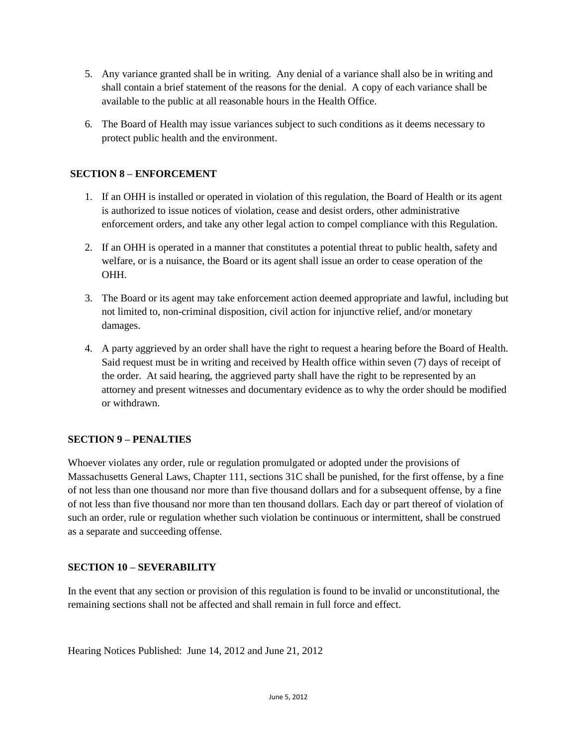5. Any variance granted shall be in writing. Any denial of a variance shall also be in writing and shall contain a brief statement of the reasons for the denial. A copy of each variance shall be available to the public at all reasonable hours in the Health Office.

6. The Board of Health may issue variances subject to such conditions as it deems necessary to protect public health and the environment.

## SECTION 8 – ENFORCEMENT

1. If an OHH is installed or operated in violation of this regulation, the Board of Health or its agent is authorized to issue notices of violation, cease and desist orders, other administrative enforcement orders, and take any other legal action to compel compliance with this Regulation.

2. If an OHH is operated in a manner that constitutes a potential threat to public health, safety and welfare, or is a nuisance, the Board or its agent shall issue an order to cease operation of the OHH.

3. The Board or its agent may take enforcement action deemed appropriate and lawful, including but not limited to, non-criminal disposition, civil action for injunctive relief, and/or monetary damages.

4. A party aggrieved by an order shall have the right to request a hearing before the Board of Health. Said request must be in writing and received by Health office within seven (7) days of receipt of the order. At said hearing, the aggrieved party shall have the right to be represented by an attorney and present witnesses and documentary evidence as to why the order should be modified or withdrawn.

## SECTION 9 – PENALTIES

Whoever violates any order, rule or regulation promulgated or adopted under the provisions of Massachusetts General Laws, Chapter 111, sections 31C shall be punished, for the first offense, by a fine of not less than one thousand nor more than five thousand dollars and for a subsequent offense, by a fine of not less than five thousand nor more than ten thousand dollars. Each day or part thereof of violation of such an order, rule or regulation whether such violation be continuous or intermittent, shall be construed as a separate and succeeding offense.

## SECTION 10 – SEVERABILITY

In the event that any section or provision of this regulation is found to be invalid or unconstitutional, the remaining sections shall not be affected and shall remain in full force and effect.

Hearing Notices Published: June 14, 2012 and June 21, 2012

June 5, 2012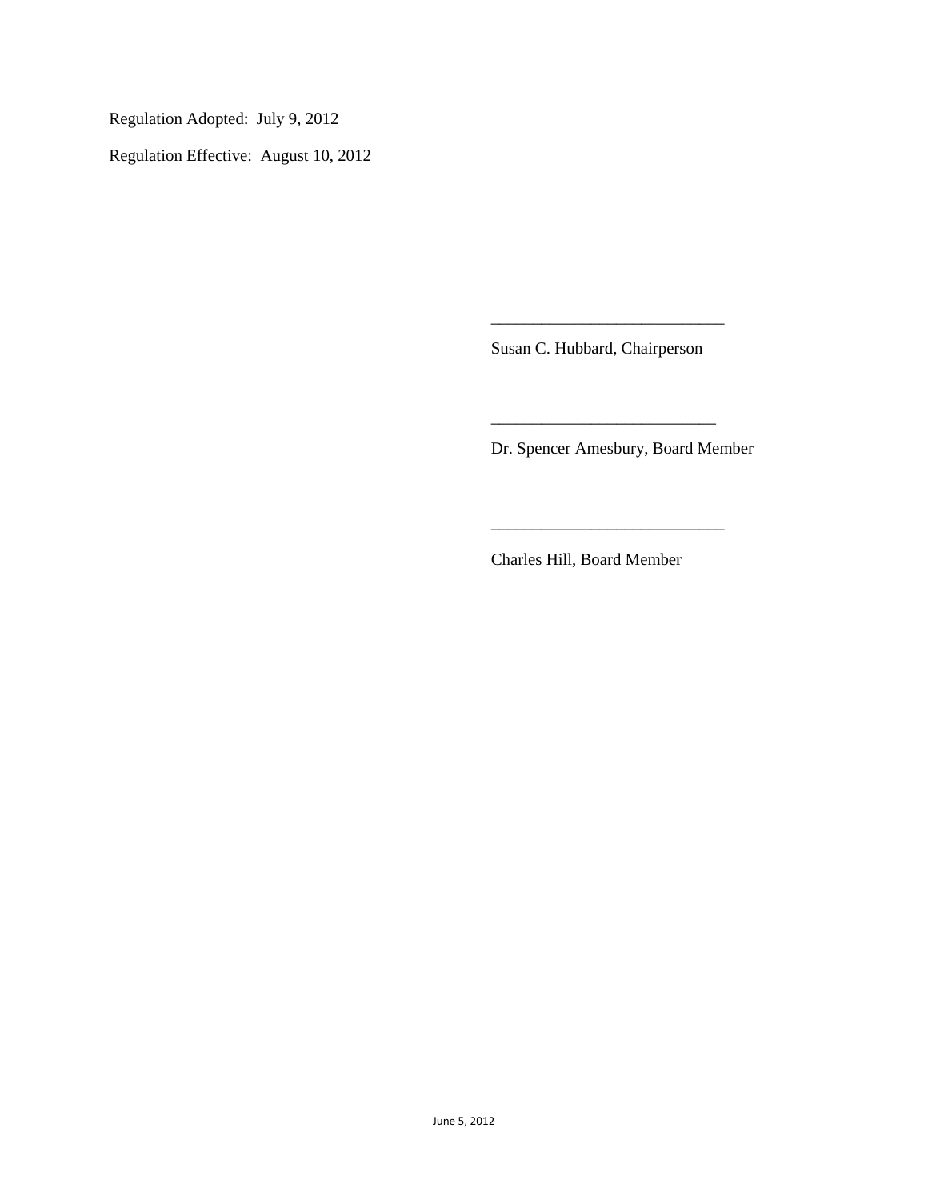Regulation Adopted:  July 9, 2012

Regulation Effective:  August 10, 2012

\_\_\_\_\_\_\_\_\_\_\_\_\_\_\_\_\_\_\_\_\_\_\_\_\_\_\_\_

Susan C. Hubbard, Chairperson

\_\_\_\_\_\_\_\_\_\_\_\_\_\_\_\_\_\_\_\_\_\_\_\_\_\_\_

Dr. Spencer Amesbury, Board Member

\_\_\_\_\_\_\_\_\_\_\_\_\_\_\_\_\_\_\_\_\_\_\_\_\_\_\_\_

Charles Hill, Board Member